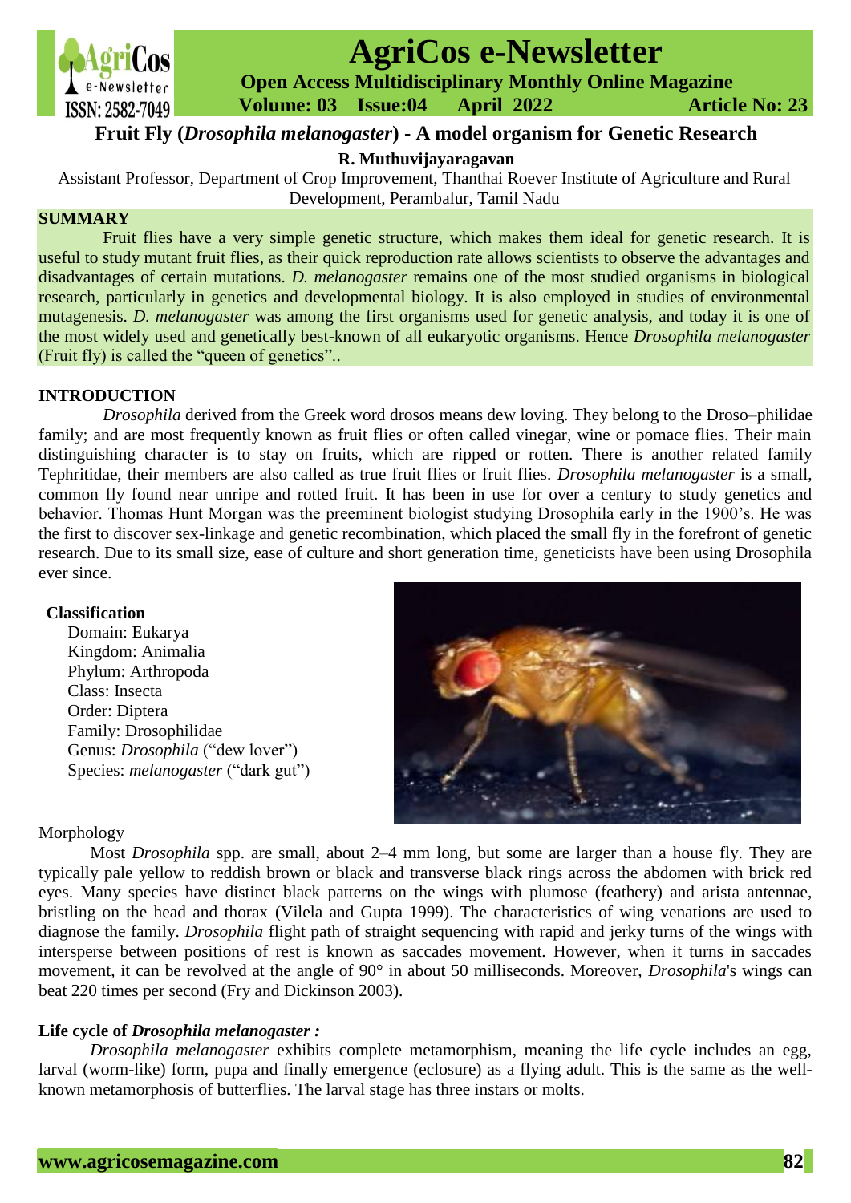# Fruit Fly (*Drosophila melanogaster*) - A model organism for Genetic Research

**R. Muthuvijayaragavan**

Assistant Professor, Department of Crop Improvement, Thanthai Roever Institute of Agriculture and Rural Development, Perambalur, Tamil Nadu

## SUMMARY

Fruit flies have a very simple genetic structure, which makes them ideal for genetic research. It is useful to study mutant fruit flies, as their quick reproduction rate allows scientists to observe the advantages and disadvantages of certain mutations. *D. melanogaster* remains one of the most studied organisms in biological research, particularly in genetics and developmental biology. It is also employed in studies of environmental mutagenesis. *D. melanogaster* was among the first organisms used for genetic analysis, and today it is one of the most widely used and genetically best-known of all eukaryotic organisms. Hence *Drosophila melanogaster* (Fruit fly) is called the "queen of genetics"..

## INTRODUCTION

*Drosophila* derived from the Greek word drosos means dew loving. They belong to the Droso–philidae family; and are most frequently known as fruit flies or often called vinegar, wine or pomace flies. Their main distinguishing character is to stay on fruits, which are ripped or rotten. There is another related family Tephritidae, their members are also called as true fruit flies or fruit flies. *Drosophila melanogaster* is a small, common fly found near unripe and rotted fruit. It has been in use for over a century to study genetics and behavior. Thomas Hunt Morgan was the preeminent biologist studying Drosophila early in the 1900's. He was the first to discover sex-linkage and genetic recombination, which placed the small fly in the forefront of genetic research. Due to its small size, ease of culture and short generation time, geneticists have been using Drosophila ever since.

**Classification**

Domain: Eukarya
Kingdom: Animalia
Phylum: Arthropoda
Class: Insecta
Order: Diptera
Family: Drosophilidae
Genus: *Drosophila* ("dew lover")
Species: *melanogaster* ("dark gut")

Morphology

Most *Drosophila* spp. are small, about 2–4 mm long, but some are larger than a house fly. They are typically pale yellow to reddish brown or black and transverse black rings across the abdomen with brick red eyes. Many species have distinct black patterns on the wings with plumose (feathery) and arista antennae, bristling on the head and thorax (Vilela and Gupta 1999). The characteristics of wing venations are used to diagnose the family. *Drosophila* flight path of straight sequencing with rapid and jerky turns of the wings with intersperse between positions of rest is known as saccades movement. However, when it turns in saccades movement, it can be revolved at the angle of 90° in about 50 milliseconds. Moreover, *Drosophila*'s wings can beat 220 times per second (Fry and Dickinson 2003).

**Life cycle of *Drosophila melanogaster* :**

*Drosophila melanogaster* exhibits complete metamorphism, meaning the life cycle includes an egg, larval (worm-like) form, pupa and finally emergence (eclosure) as a flying adult. This is the same as the well-known metamorphosis of butterflies. The larval stage has three instars or molts.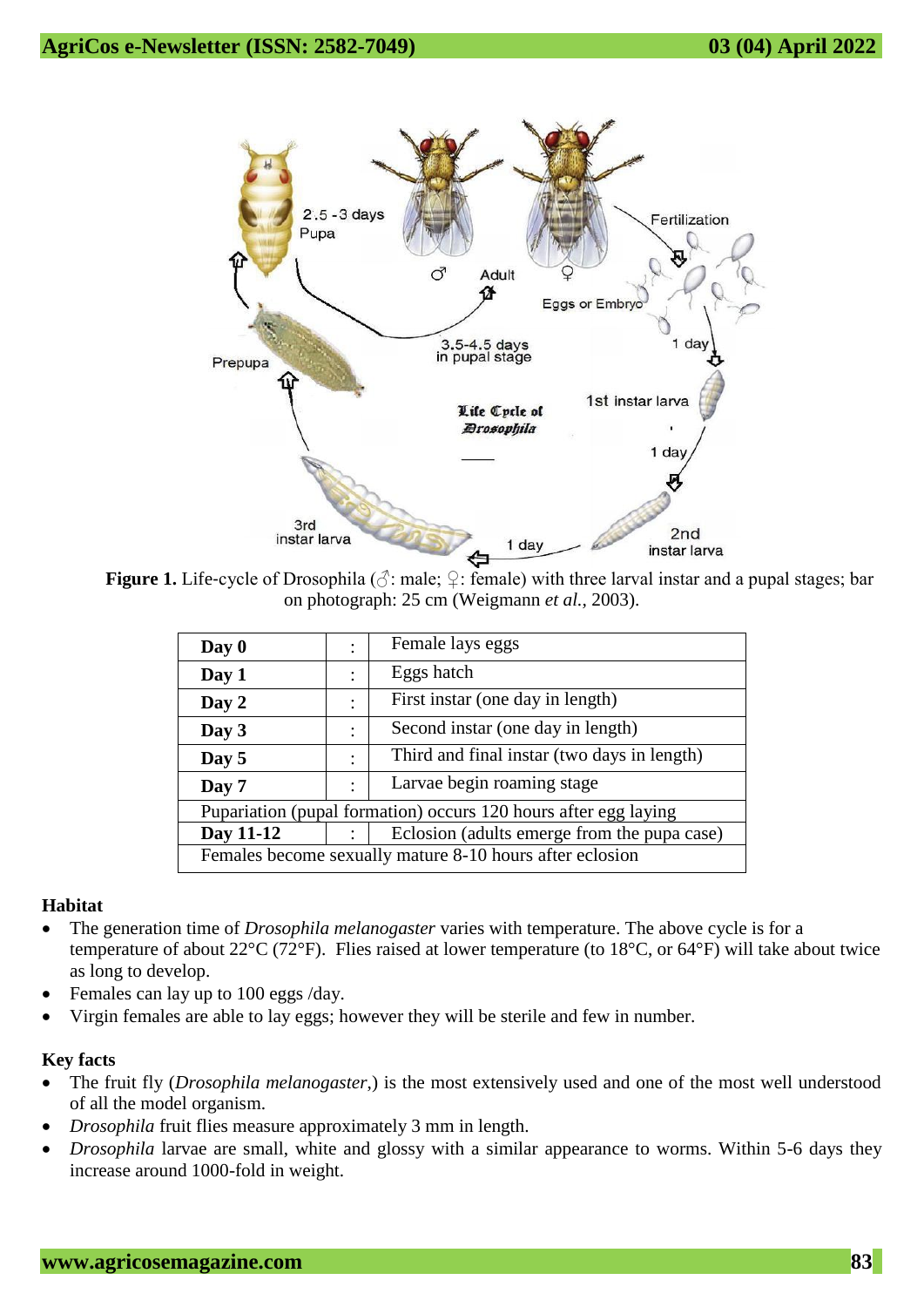Figure 1. Life-cycle of Drosophila (♂: male; ♀: female) with three larval instar and a pupal stages; bar on photograph: 25 cm (Weigmann *et al.*, 2003).

| | | |
|---|---|---|
| **Day 0** | : | Female lays eggs |
| **Day 1** | : | Eggs hatch |
| **Day 2** | : | First instar (one day in length) |
| **Day 3** | : | Second instar (one day in length) |
| **Day 5** | : | Third and final instar (two days in length) |
| **Day 7** | : | Larvae begin roaming stage |
| Pupariation (pupal formation) occurs 120 hours after egg laying | | |
| **Day 11-12** | : | Eclosion (adults emerge from the pupa case) |
| Females become sexually mature 8-10 hours after eclosion | | |

**Habitat**

- The generation time of *Drosophila melanogaster* varies with temperature. The above cycle is for a temperature of about 22°C (72°F). Flies raised at lower temperature (to 18°C, or 64°F) will take about twice as long to develop.
- Females can lay up to 100 eggs /day.
- Virgin females are able to lay eggs; however they will be sterile and few in number.

**Key facts**

- The fruit fly (*Drosophila melanogaster*,) is the most extensively used and one of the most well understood of all the model organism.
- *Drosophila* fruit flies measure approximately 3 mm in length.
- *Drosophila* larvae are small, white and glossy with a similar appearance to worms. Within 5-6 days they increase around 1000-fold in weight.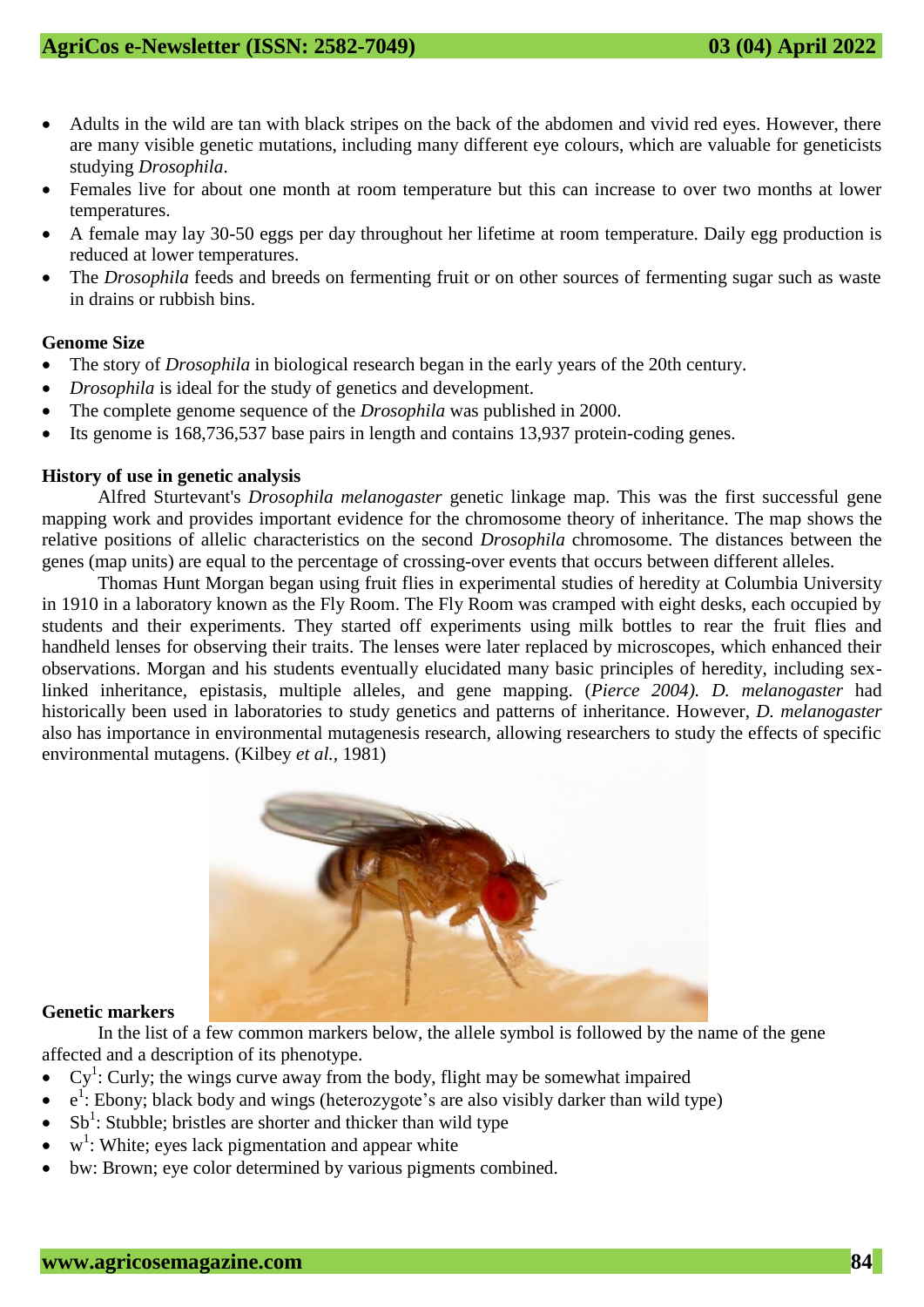- Adults in the wild are tan with black stripes on the back of the abdomen and vivid red eyes. However, there are many visible genetic mutations, including many different eye colours, which are valuable for geneticists studying *Drosophila*.
- Females live for about one month at room temperature but this can increase to over two months at lower temperatures.
- A female may lay 30-50 eggs per day throughout her lifetime at room temperature. Daily egg production is reduced at lower temperatures.
- The *Drosophila* feeds and breeds on fermenting fruit or on other sources of fermenting sugar such as waste in drains or rubbish bins.

**Genome Size**

- The story of *Drosophila* in biological research began in the early years of the 20th century.
- *Drosophila* is ideal for the study of genetics and development.
- The complete genome sequence of the *Drosophila* was published in 2000.
- Its genome is 168,736,537 base pairs in length and contains 13,937 protein-coding genes.

**History of use in genetic analysis**

Alfred Sturtevant's *Drosophila melanogaster* genetic linkage map. This was the first successful gene mapping work and provides important evidence for the chromosome theory of inheritance. The map shows the relative positions of allelic characteristics on the second *Drosophila* chromosome. The distances between the genes (map units) are equal to the percentage of crossing-over events that occurs between different alleles.

Thomas Hunt Morgan began using fruit flies in experimental studies of heredity at Columbia University in 1910 in a laboratory known as the Fly Room. The Fly Room was cramped with eight desks, each occupied by students and their experiments. They started off experiments using milk bottles to rear the fruit flies and handheld lenses for observing their traits. The lenses were later replaced by microscopes, which enhanced their observations. Morgan and his students eventually elucidated many basic principles of heredity, including sex-linked inheritance, epistasis, multiple alleles, and gene mapping. (*Pierce 2004). D. melanogaster* had historically been used in laboratories to study genetics and patterns of inheritance. However, *D. melanogaster* also has importance in environmental mutagenesis research, allowing researchers to study the effects of specific environmental mutagens. (Kilbey *et al.,* 1981)

**Genetic markers**

In the list of a few common markers below, the allele symbol is followed by the name of the gene affected and a description of its phenotype.

- $Cy^1$: Curly; the wings curve away from the body, flight may be somewhat impaired
- $e^1$: Ebony; black body and wings (heterozygote's are also visibly darker than wild type)
- $Sb^1$: Stubble; bristles are shorter and thicker than wild type
- $w^1$: White; eyes lack pigmentation and appear white
- bw: Brown; eye color determined by various pigments combined.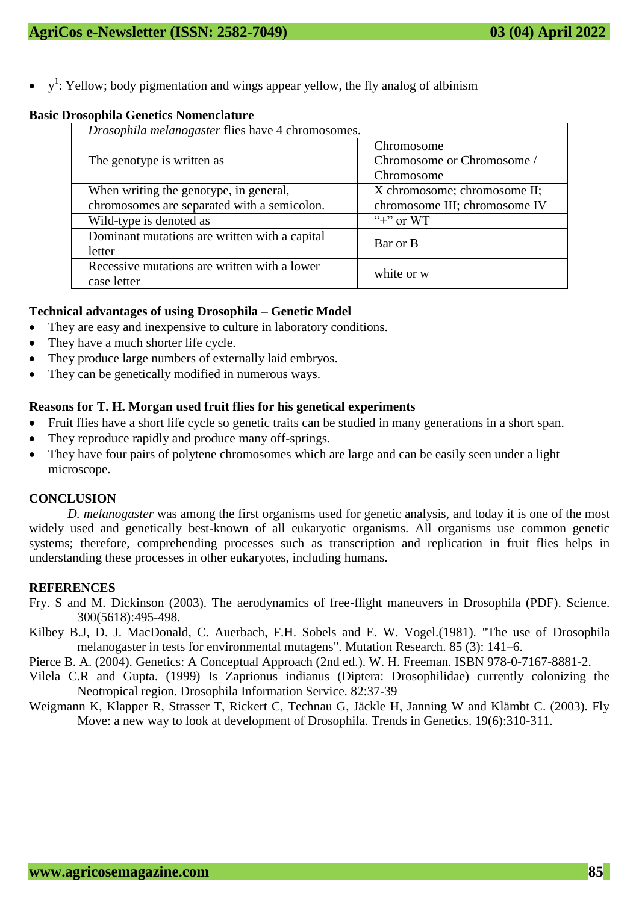- $y^1$: Yellow; body pigmentation and wings appear yellow, the fly analog of albinism

**Basic Drosophila Genetics Nomenclature**

| *Drosophila melanogaster* flies have 4 chromosomes. | |
|---|---|
| The genotype is written as | Chromosome<br>Chromosome or Chromosome /<br>Chromosome |
| When writing the genotype, in general, chromosomes are separated with a semicolon. | X chromosome; chromosome II; chromosome III; chromosome IV |
| Wild-type is denoted as | "+" or WT |
| Dominant mutations are written with a capital letter | Bar or B |
| Recessive mutations are written with a lower case letter | white or w |

**Technical advantages of using Drosophila – Genetic Model**

- They are easy and inexpensive to culture in laboratory conditions.
- They have a much shorter life cycle.
- They produce large numbers of externally laid embryos.
- They can be genetically modified in numerous ways.

**Reasons for T. H. Morgan used fruit flies for his genetical experiments**

- Fruit flies have a short life cycle so genetic traits can be studied in many generations in a short span.
- They reproduce rapidly and produce many off-springs.
- They have four pairs of polytene chromosomes which are large and can be easily seen under a light microscope.

## CONCLUSION

*D. melanogaster* was among the first organisms used for genetic analysis, and today it is one of the most widely used and genetically best-known of all eukaryotic organisms. All organisms use common genetic systems; therefore, comprehending processes such as transcription and replication in fruit flies helps in understanding these processes in other eukaryotes, including humans.

## REFERENCES

Fry. S and M. Dickinson (2003). The aerodynamics of free-flight maneuvers in Drosophila (PDF). Science. 300(5618):495-498.

Kilbey B.J, D. J. MacDonald, C. Auerbach, F.H. Sobels and E. W. Vogel.(1981). "The use of Drosophila melanogaster in tests for environmental mutagens". Mutation Research. 85 (3): 141–6.

Pierce B. A. (2004). Genetics: A Conceptual Approach (2nd ed.). W. H. Freeman. ISBN 978-0-7167-8881-2.

Vilela C.R and Gupta. (1999) Is Zaprionus indianus (Diptera: Drosophilidae) currently colonizing the Neotropical region. Drosophila Information Service. 82:37-39

Weigmann K, Klapper R, Strasser T, Rickert C, Technau G, Jäckle H, Janning W and Klämbt C. (2003). Fly Move: a new way to look at development of Drosophila. Trends in Genetics. 19(6):310-311.